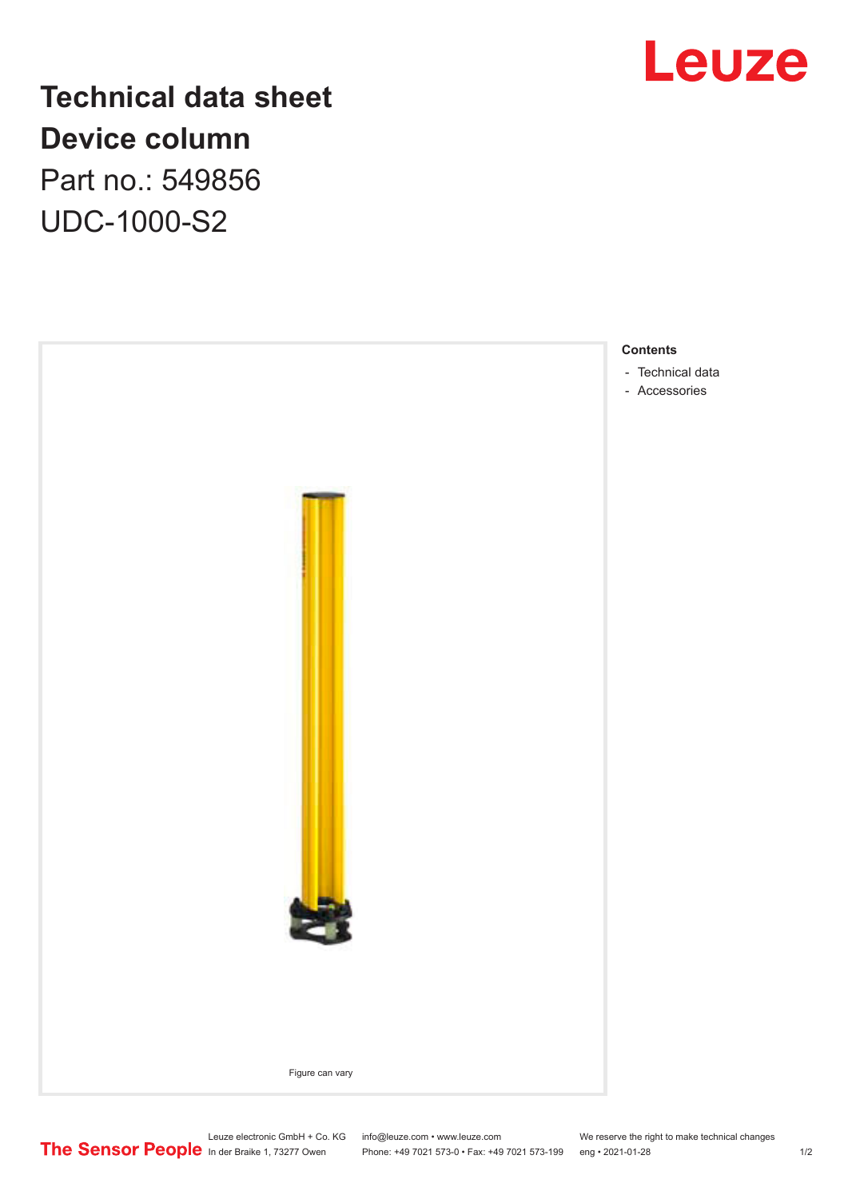# Technical data sheet

# Device column

Part no.: 549856

UDC-1000-S2

Figure can vary

**Contents**

- Technical data
- Accessories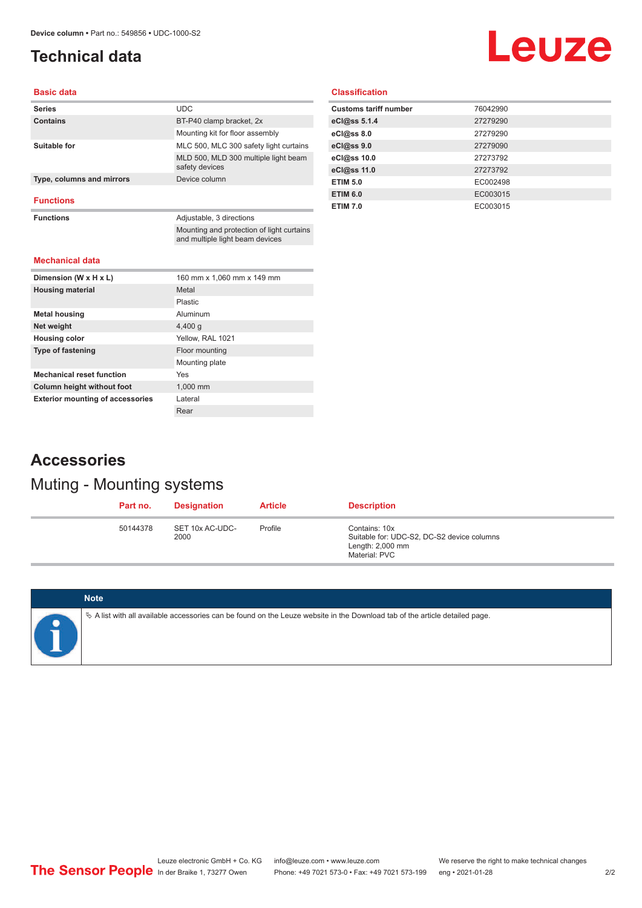Device column • Part no.: 549856 • UDC-1000-S2

# Technical data

## Basic data

| | |
|---|---|
| **Series** | UDC |
| **Contains** | BT-P40 clamp bracket, 2x |
| | Mounting kit for floor assembly |
| **Suitable for** | MLC 500, MLC 300 safety light curtains |
| | MLD 500, MLD 300 multiple light beam safety devices |
| **Type, columns and mirrors** | Device column |

## Functions

| | |
|---|---|
| **Functions** | Adjustable, 3 directions |
| | Mounting and protection of light curtains and multiple light beam devices |

## Mechanical data

| | |
|---|---|
| **Dimension (W x H x L)** | 160 mm x 1,060 mm x 149 mm |
| **Housing material** | Metal |
| | Plastic |
| **Metal housing** | Aluminum |
| **Net weight** | 4,400 g |
| **Housing color** | Yellow, RAL 1021 |
| **Type of fastening** | Floor mounting |
| | Mounting plate |
| **Mechanical reset function** | Yes |
| **Column height without foot** | 1,000 mm |
| **Exterior mounting of accessories** | Lateral |
| | Rear |

## Classification

| | |
|---|---|
| **Customs tariff number** | 76042990 |
| **eCl@ss 5.1.4** | 27279290 |
| **eCl@ss 8.0** | 27279290 |
| **eCl@ss 9.0** | 27279090 |
| **eCl@ss 10.0** | 27273792 |
| **eCl@ss 11.0** | 27273792 |
| **ETIM 5.0** | EC002498 |
| **ETIM 6.0** | EC003015 |
| **ETIM 7.0** | EC003015 |

# Accessories

## Muting - Mounting systems

| Part no. | Designation | Article | Description |
|---|---|---|---|
| 50144378 | SET 10x AC-UDC-2000 | Profile | Contains: 10x<br>Suitable for: UDC-S2, DC-S2 device columns<br>Length: 2,000 mm<br>Material: PVC |

**Note**

A list with all available accessories can be found on the Leuze website in the Download tab of the article detailed page.

The Sensor People

Leuze electronic GmbH + Co. KG
In der Braike 1, 73277 Owen

info@leuze.com • www.leuze.com
Phone: +49 7021 573-0 • Fax: +49 7021 573-199

We reserve the right to make technical changes
eng • 2021-01-28